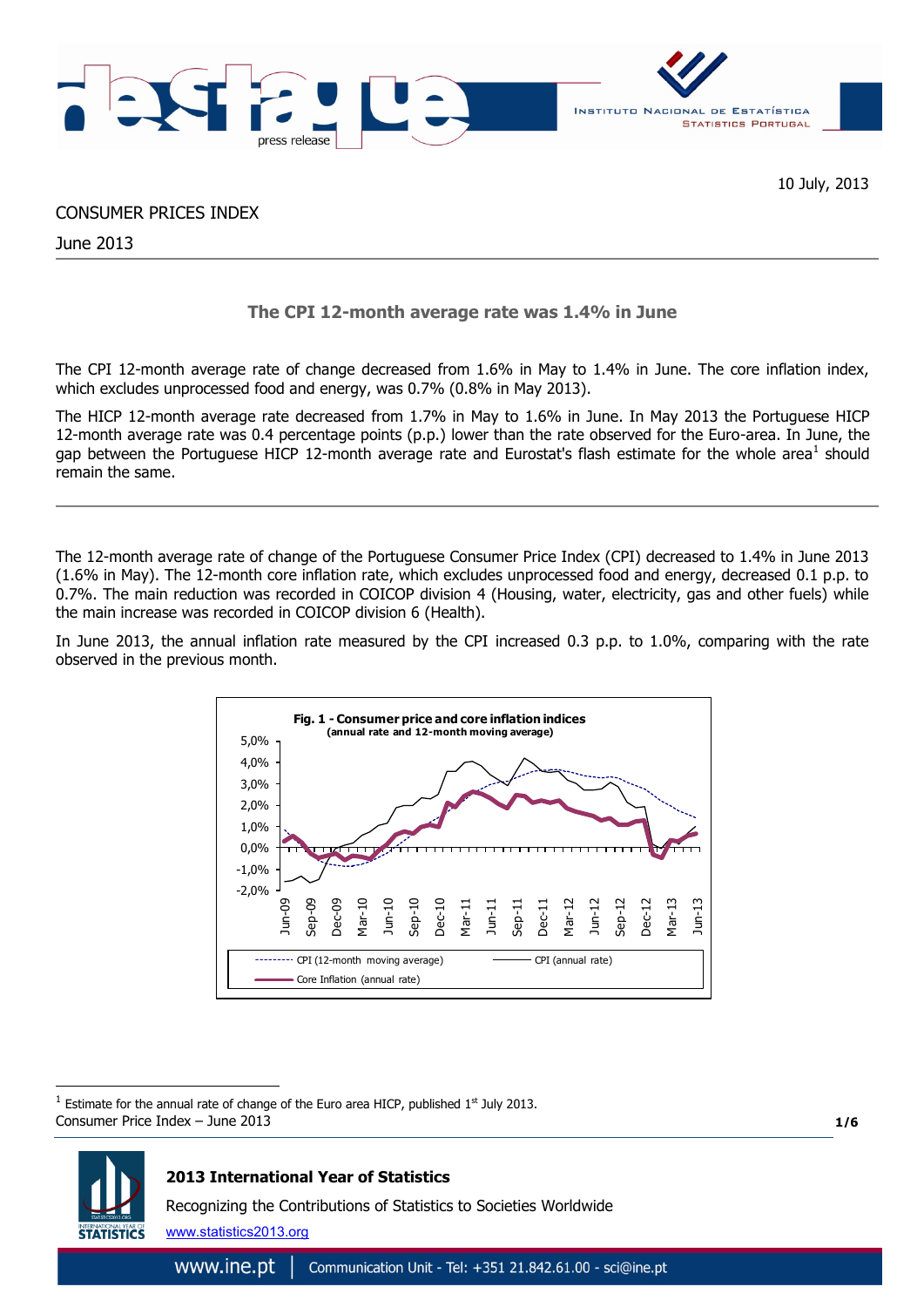10 July, 2013

CONSUMER PRICES INDEX

June 2013

## The CPI 12-month average rate was 1.4% in June

The CPI 12-month average rate of change decreased from 1.6% in May to 1.4% in June. The core inflation index, which excludes unprocessed food and energy, was 0.7% (0.8% in May 2013).

The HICP 12-month average rate decreased from 1.7% in May to 1.6% in June. In May 2013 the Portuguese HICP 12-month average rate was 0.4 percentage points (p.p.) lower than the rate observed for the Euro-area. In June, the gap between the Portuguese HICP 12-month average rate and Eurostat's flash estimate for the whole area[1] should remain the same.

---

The 12-month average rate of change of the Portuguese Consumer Price Index (CPI) decreased to 1.4% in June 2013 (1.6% in May). The 12-month core inflation rate, which excludes unprocessed food and energy, decreased 0.1 p.p. to 0.7%. The main reduction was recorded in COICOP division 4 (Housing, water, electricity, gas and other fuels) while the main increase was recorded in COICOP division 6 (Health).

In June 2013, the annual inflation rate measured by the CPI increased 0.3 p.p. to 1.0%, comparing with the rate observed in the previous month.

**Fig. 1 - Consumer price and core inflation indices**
**(annual rate and 12-month moving average)**

Legend: CPI (12-month moving average); CPI (annual rate); Core Inflation (annual rate)

[1] Estimate for the annual rate of change of the Euro area HICP, published 1st July 2013.

**2013 International Year of Statistics**

Recognizing the Contributions of Statistics to Societies Worldwide

www.statistics2013.org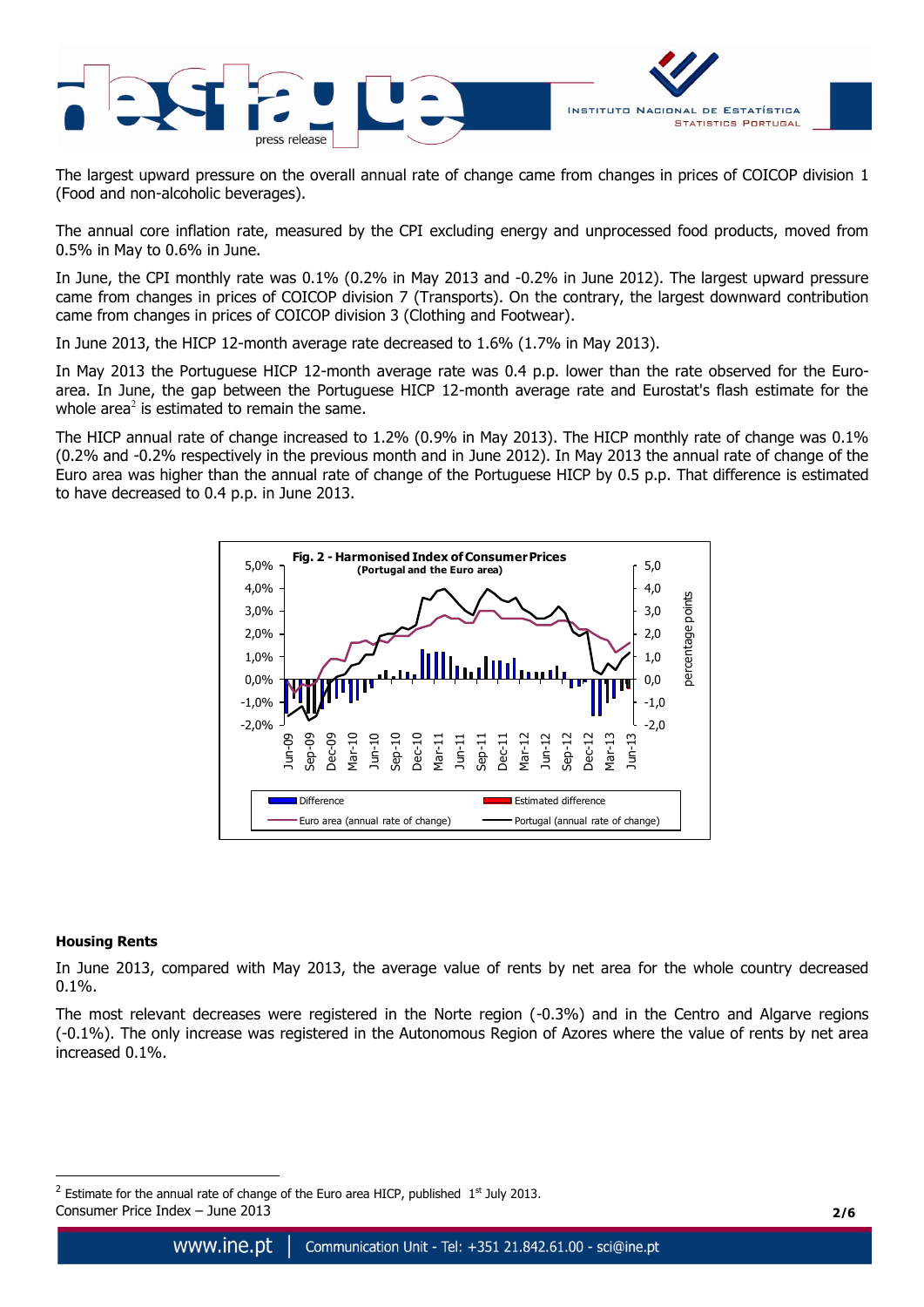The largest upward pressure on the overall annual rate of change came from changes in prices of COICOP division 1 (Food and non-alcoholic beverages).

The annual core inflation rate, measured by the CPI excluding energy and unprocessed food products, moved from 0.5% in May to 0.6% in June.

In June, the CPI monthly rate was 0.1% (0.2% in May 2013 and -0.2% in June 2012). The largest upward pressure came from changes in prices of COICOP division 7 (Transports). On the contrary, the largest downward contribution came from changes in prices of COICOP division 3 (Clothing and Footwear).

In June 2013, the HICP 12-month average rate decreased to 1.6% (1.7% in May 2013).

In May 2013 the Portuguese HICP 12-month average rate was 0.4 p.p. lower than the rate observed for the Euro-area. In June, the gap between the Portuguese HICP 12-month average rate and Eurostat's flash estimate for the whole area[2] is estimated to remain the same.

The HICP annual rate of change increased to 1.2% (0.9% in May 2013). The HICP monthly rate of change was 0.1% (0.2% and -0.2% respectively in the previous month and in June 2012). In May 2013 the annual rate of change of the Euro area was higher than the annual rate of change of the Portuguese HICP by 0.5 p.p. That difference is estimated to have decreased to 0.4 p.p. in June 2013.

**Fig. 2 - Harmonised Index of Consumer Prices**
**(Portugal and the Euro area)**

### Housing Rents

In June 2013, compared with May 2013, the average value of rents by net area for the whole country decreased 0.1%.

The most relevant decreases were registered in the Norte region (-0.3%) and in the Centro and Algarve regions (-0.1%). The only increase was registered in the Autonomous Region of Azores where the value of rents by net area increased 0.1%.

[2] Estimate for the annual rate of change of the Euro area HICP, published 1st July 2013.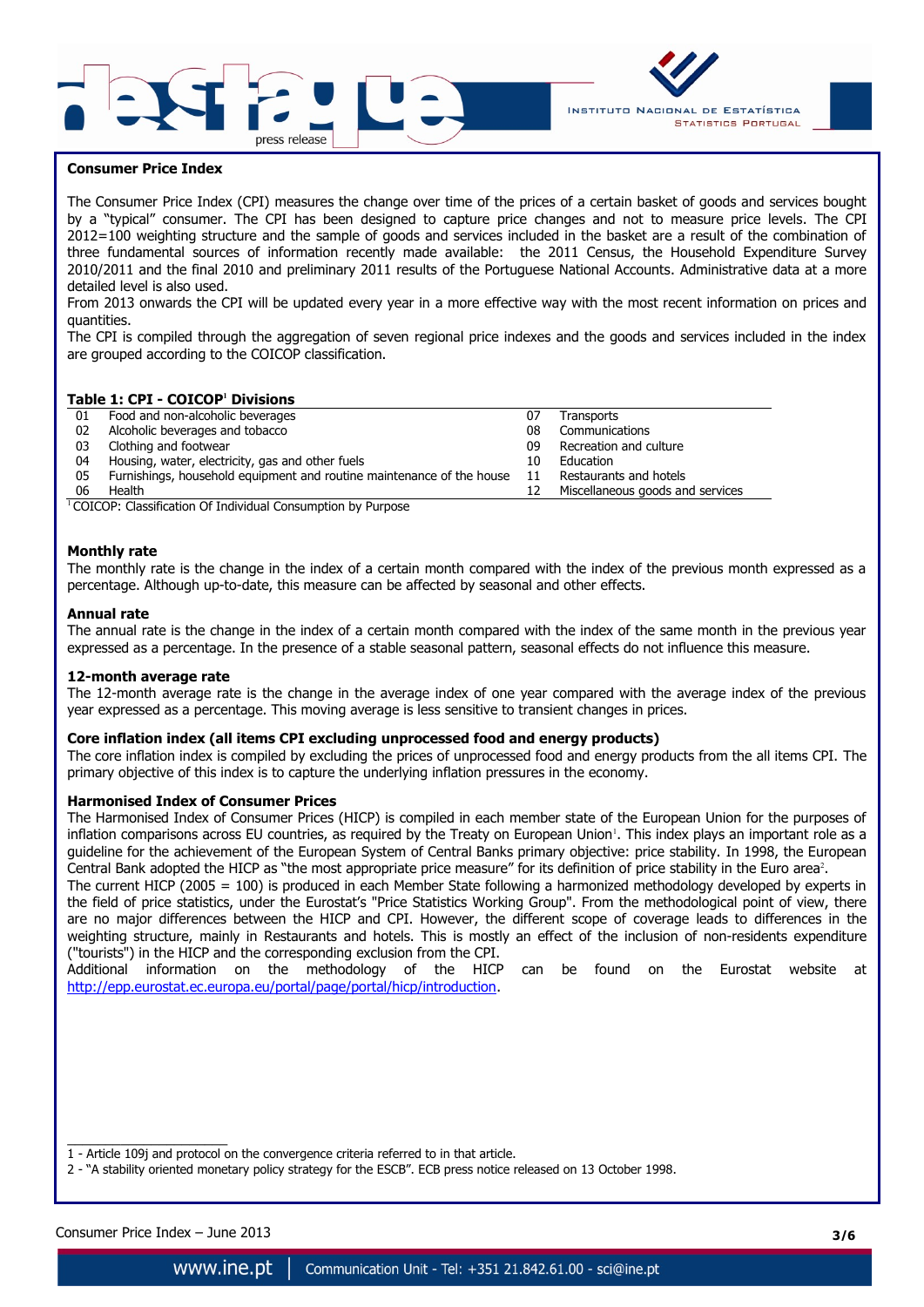## Consumer Price Index

The Consumer Price Index (CPI) measures the change over time of the prices of a certain basket of goods and services bought by a "typical" consumer. The CPI has been designed to capture price changes and not to measure price levels. The CPI 2012=100 weighting structure and the sample of goods and services included in the basket are a result of the combination of three fundamental sources of information recently made available: the 2011 Census, the Household Expenditure Survey 2010/2011 and the final 2010 and preliminary 2011 results of the Portuguese National Accounts. Administrative data at a more detailed level is also used.

From 2013 onwards the CPI will be updated every year in a more effective way with the most recent information on prices and quantities.

The CPI is compiled through the aggregation of seven regional price indexes and the goods and services included in the index are grouped according to the COICOP classification.

**Table 1: CPI - COICOP[1] Divisions**

| | | | |
|---|---|---|---|
| 01 | Food and non-alcoholic beverages | 07 | Transports |
| 02 | Alcoholic beverages and tobacco | 08 | Communications |
| 03 | Clothing and footwear | 09 | Recreation and culture |
| 04 | Housing, water, electricity, gas and other fuels | 10 | Education |
| 05 | Furnishings, household equipment and routine maintenance of the house | 11 | Restaurants and hotels |
| 06 | Health | 12 | Miscellaneous goods and services |

[1] COICOP: Classification Of Individual Consumption by Purpose

### Monthly rate

The monthly rate is the change in the index of a certain month compared with the index of the previous month expressed as a percentage. Although up-to-date, this measure can be affected by seasonal and other effects.

### Annual rate

The annual rate is the change in the index of a certain month compared with the index of the same month in the previous year expressed as a percentage. In the presence of a stable seasonal pattern, seasonal effects do not influence this measure.

### 12-month average rate

The 12-month average rate is the change in the average index of one year compared with the average index of the previous year expressed as a percentage. This moving average is less sensitive to transient changes in prices.

### Core inflation index (all items CPI excluding unprocessed food and energy products)

The core inflation index is compiled by excluding the prices of unprocessed food and energy products from the all items CPI. The primary objective of this index is to capture the underlying inflation pressures in the economy.

### Harmonised Index of Consumer Prices

The Harmonised Index of Consumer Prices (HICP) is compiled in each member state of the European Union for the purposes of inflation comparisons across EU countries, as required by the Treaty on European Union[1]. This index plays an important role as a guideline for the achievement of the European System of Central Banks primary objective: price stability. In 1998, the European Central Bank adopted the HICP as "the most appropriate price measure" for its definition of price stability in the Euro area[2].

The current HICP (2005 = 100) is produced in each Member State following a harmonized methodology developed by experts in the field of price statistics, under the Eurostat's "Price Statistics Working Group". From the methodological point of view, there are no major differences between the HICP and CPI. However, the different scope of coverage leads to differences in the weighting structure, mainly in Restaurants and hotels. This is mostly an effect of the inclusion of non-residents expenditure ("tourists") in the HICP and the corresponding exclusion from the CPI.

Additional information on the methodology of the HICP can be found on the Eurostat website at http://epp.eurostat.ec.europa.eu/portal/page/portal/hicp/introduction.

---

1 - Article 109j and protocol on the convergence criteria referred to in that article.

2 - "A stability oriented monetary policy strategy for the ESCB". ECB press notice released on 13 October 1998.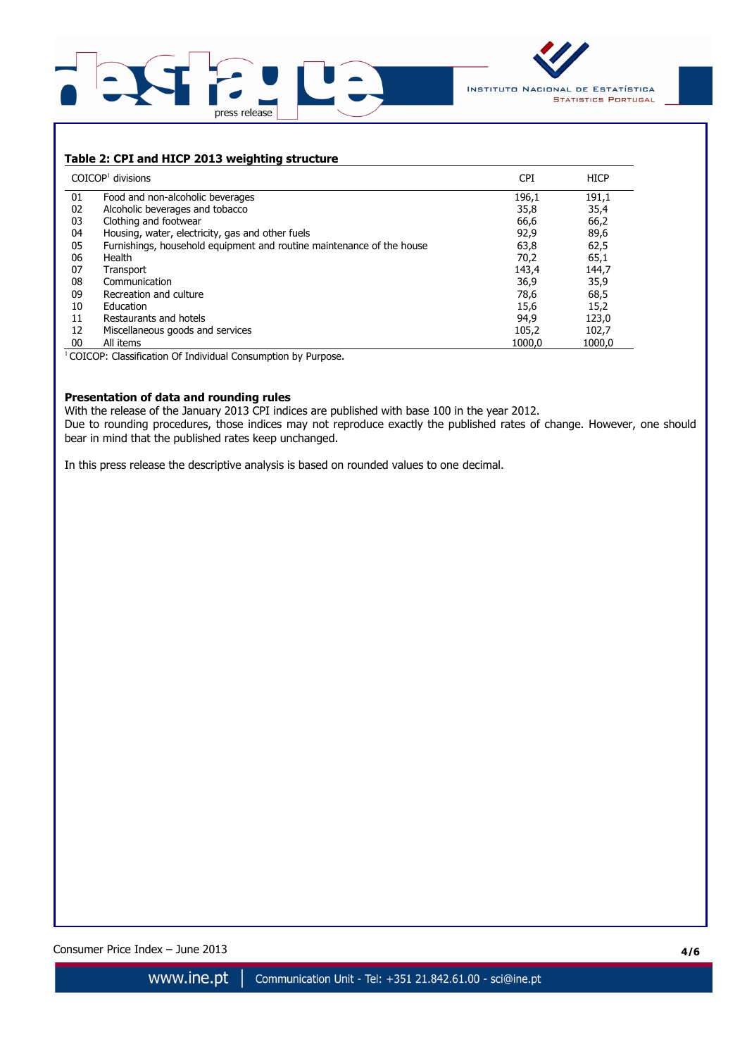**Table 2: CPI and HICP 2013 weighting structure**

| COICOP[1] divisions | | CPI | HICP |
|---|---|---|---|
| 01 | Food and non-alcoholic beverages | 196,1 | 191,1 |
| 02 | Alcoholic beverages and tobacco | 35,8 | 35,4 |
| 03 | Clothing and footwear | 66,6 | 66,2 |
| 04 | Housing, water, electricity, gas and other fuels | 92,9 | 89,6 |
| 05 | Furnishings, household equipment and routine maintenance of the house | 63,8 | 62,5 |
| 06 | Health | 70,2 | 65,1 |
| 07 | Transport | 143,4 | 144,7 |
| 08 | Communication | 36,9 | 35,9 |
| 09 | Recreation and culture | 78,6 | 68,5 |
| 10 | Education | 15,6 | 15,2 |
| 11 | Restaurants and hotels | 94,9 | 123,0 |
| 12 | Miscellaneous goods and services | 105,2 | 102,7 |
| 00 | All items | 1000,0 | 1000,0 |

[1] COICOP: Classification Of Individual Consumption by Purpose.

**Presentation of data and rounding rules**

With the release of the January 2013 CPI indices are published with base 100 in the year 2012.

Due to rounding procedures, those indices may not reproduce exactly the published rates of change. However, one should bear in mind that the published rates keep unchanged.

In this press release the descriptive analysis is based on rounded values to one decimal.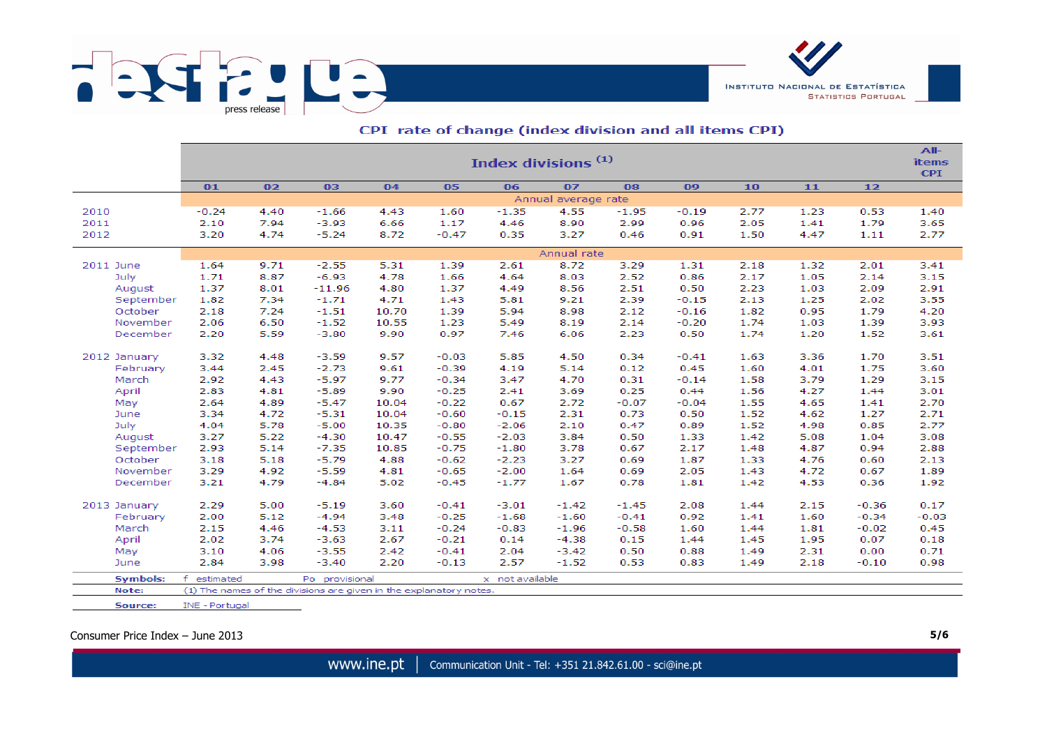## CPI rate of change (index division and all items CPI)

| | Index divisions (1) | | | | | | | | | | | | All-items CPI |
|---|---|---|---|---|---|---|---|---|---|---|---|---|---|
| | 01 | 02 | 03 | 04 | 05 | 06 | 07 | 08 | 09 | 10 | 11 | 12 | |
| | Annual average rate | | | | | | | | | | | | |
| 2010 | -0.24 | 4.40 | -1.66 | 4.43 | 1.60 | -1.35 | 4.55 | -1.95 | -0.19 | 2.77 | 1.23 | 0.53 | 1.40 |
| 2011 | 2.10 | 7.94 | -3.93 | 6.66 | 1.17 | 4.46 | 8.90 | 2.99 | 0.96 | 2.05 | 1.41 | 1.79 | 3.65 |
| 2012 | 3.20 | 4.74 | -5.24 | 8.72 | -0.47 | 0.35 | 3.27 | 0.46 | 0.91 | 1.50 | 4.47 | 1.11 | 2.77 |
| | Annual rate | | | | | | | | | | | | |
| 2011 June | 1.64 | 9.71 | -2.55 | 5.31 | 1.39 | 2.61 | 8.72 | 3.29 | 1.31 | 2.18 | 1.32 | 2.01 | 3.41 |
| July | 1.71 | 8.87 | -6.93 | 4.78 | 1.66 | 4.64 | 8.03 | 2.52 | 0.86 | 2.17 | 1.05 | 2.14 | 3.15 |
| August | 1.37 | 8.01 | -11.96 | 4.80 | 1.37 | 4.49 | 8.56 | 2.51 | 0.50 | 2.23 | 1.03 | 2.09 | 2.91 |
| September | 1.82 | 7.34 | -1.71 | 4.71 | 1.43 | 5.81 | 9.21 | 2.39 | -0.15 | 2.13 | 1.25 | 2.02 | 3.55 |
| October | 2.18 | 7.24 | -1.51 | 10.70 | 1.39 | 5.94 | 8.98 | 2.12 | -0.16 | 1.82 | 0.95 | 1.79 | 4.20 |
| November | 2.06 | 6.50 | -1.52 | 10.55 | 1.23 | 5.49 | 8.19 | 2.14 | -0.20 | 1.74 | 1.03 | 1.39 | 3.93 |
| December | 2.20 | 5.59 | -3.80 | 9.90 | 0.97 | 7.46 | 6.06 | 2.23 | 0.50 | 1.74 | 1.20 | 1.52 | 3.61 |
| 2012 January | 3.32 | 4.48 | -3.59 | 9.57 | -0.03 | 5.85 | 4.50 | 0.34 | -0.41 | 1.63 | 3.36 | 1.70 | 3.51 |
| February | 3.44 | 2.45 | -2.73 | 9.61 | -0.39 | 4.19 | 5.14 | 0.12 | 0.45 | 1.60 | 4.01 | 1.75 | 3.60 |
| March | 2.92 | 4.43 | -5.97 | 9.77 | -0.34 | 3.47 | 4.70 | 0.31 | -0.14 | 1.58 | 3.79 | 1.29 | 3.15 |
| April | 2.83 | 4.81 | -5.89 | 9.90 | -0.25 | 2.41 | 3.69 | 0.25 | 0.44 | 1.56 | 4.27 | 1.44 | 3.01 |
| May | 2.64 | 4.89 | -5.47 | 10.04 | -0.22 | 0.67 | 2.72 | -0.07 | -0.04 | 1.55 | 4.65 | 1.41 | 2.70 |
| June | 3.34 | 4.72 | -5.31 | 10.04 | -0.60 | -0.15 | 2.31 | 0.73 | 0.50 | 1.52 | 4.62 | 1.27 | 2.71 |
| July | 4.04 | 5.78 | -5.00 | 10.35 | -0.80 | -2.06 | 2.10 | 0.47 | 0.89 | 1.52 | 4.98 | 0.85 | 2.77 |
| August | 3.27 | 5.22 | -4.30 | 10.47 | -0.55 | -2.03 | 3.84 | 0.50 | 1.33 | 1.42 | 5.08 | 1.04 | 3.08 |
| September | 2.93 | 5.14 | -7.35 | 10.85 | -0.75 | -1.80 | 3.78 | 0.67 | 2.17 | 1.48 | 4.87 | 0.94 | 2.88 |
| October | 3.18 | 5.18 | -5.79 | 4.88 | -0.62 | -2.23 | 3.27 | 0.69 | 1.87 | 1.33 | 4.76 | 0.60 | 2.13 |
| November | 3.29 | 4.92 | -5.59 | 4.81 | -0.65 | -2.00 | 1.64 | 0.69 | 2.05 | 1.43 | 4.72 | 0.67 | 1.89 |
| December | 3.21 | 4.79 | -4.84 | 5.02 | -0.45 | -1.77 | 1.67 | 0.78 | 1.81 | 1.42 | 4.53 | 0.36 | 1.92 |
| 2013 January | 2.29 | 5.00 | -5.19 | 3.60 | -0.41 | -3.01 | -1.42 | -1.45 | 2.08 | 1.44 | 2.15 | -0.36 | 0.17 |
| February | 2.00 | 5.12 | -4.94 | 3.48 | -0.25 | -1.68 | -1.60 | -0.41 | 0.92 | 1.41 | 1.60 | -0.34 | -0.03 |
| March | 2.15 | 4.46 | -4.53 | 3.11 | -0.24 | -0.83 | -1.96 | -0.58 | 1.60 | 1.44 | 1.81 | -0.02 | 0.45 |
| April | 2.02 | 3.74 | -3.63 | 2.67 | -0.21 | 0.14 | -4.38 | 0.15 | 1.44 | 1.45 | 1.95 | 0.07 | 0.18 |
| May | 3.10 | 4.06 | -3.55 | 2.42 | -0.41 | 2.04 | -3.42 | 0.50 | 0.88 | 1.49 | 2.31 | 0.00 | 0.71 |
| June | 2.84 | 3.98 | -3.40 | 2.20 | -0.13 | 2.57 | -1.52 | 0.53 | 0.83 | 1.49 | 2.18 | -0.10 | 0.98 |

**Symbols:** f estimated Po provisional x not available

**Note:** (1) The names of the divisions are given in the explanatory notes.

**Source:** INE - Portugal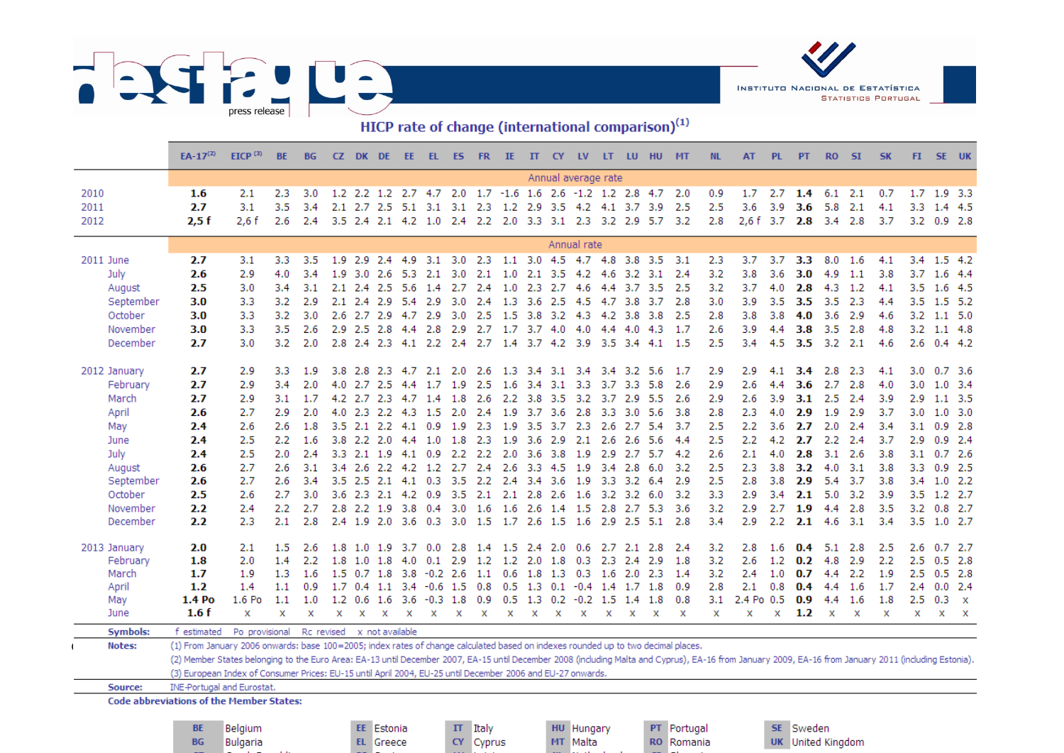press release

## HICP rate of change (international comparison)[1]

| | EA-17[2] | EICP [3] | BE | BG | CZ | DK | DE | EE | EL | ES | FR | IE | IT | CY | LV | LT | LU | HU | MT | NL | AT | PL | PT | RO | SI | SK | FI | SE | UK |
|---|---|---|---|---|---|---|---|---|---|---|---|---|---|---|---|---|---|---|---|---|---|---|---|---|---|---|---|---|---|
| | **Annual average rate** | | | | | | | | | | | | | | | | | | | | | | | | | | | | |
| 2010 | **1.6** | 2.1 | 2.3 | 3.0 | 1.2 | 2.2 | 1.2 | 2.7 | 4.7 | 2.0 | 1.7 | -1.6 | 1.6 | 2.6 | -1.2 | 1.2 | 2.8 | 4.7 | 2.0 | 0.9 | 1.7 | 2.7 | **1.4** | 6.1 | 2.1 | 0.7 | 1.7 | 1.9 | 3.3 |
| 2011 | **2.7** | 3.1 | 3.5 | 3.4 | 2.1 | 2.7 | 2.5 | 5.1 | 3.1 | 3.1 | 2.3 | 1.2 | 2.9 | 3.5 | 4.2 | 4.1 | 3.7 | 3.9 | 2.5 | 2.5 | 3.6 | 3.9 | **3.6** | 5.8 | 2.1 | 4.1 | 3.3 | 1.4 | 4.5 |
| 2012 | **2,5 f** | 2,6 f | 2.6 | 2.4 | 3.5 | 2.4 | 2.1 | 4.2 | 1.0 | 2.4 | 2.2 | 2.0 | 3.3 | 3.1 | 2.3 | 3.2 | 2.9 | 5.7 | 3.2 | 2.8 | 2,6 f | 3.7 | **2.8** | 3.4 | 2.8 | 3.7 | 3.2 | 0.9 | 2.8 |
| | **Annual rate** | | | | | | | | | | | | | | | | | | | | | | | | | | | | |
| 2011 June | **2.7** | 3.1 | 3.3 | 3.5 | 1.9 | 2.9 | 2.4 | 4.9 | 3.1 | 3.0 | 2.3 | 1.1 | 3.0 | 4.5 | 4.7 | 4.8 | 3.8 | 3.5 | 3.1 | 2.3 | 3.7 | 3.7 | **3.3** | 8.0 | 1.6 | 4.1 | 3.4 | 1.5 | 4.2 |
| July | **2.6** | 2.9 | 4.0 | 3.4 | 1.9 | 3.0 | 2.6 | 5.3 | 2.1 | 3.0 | 2.1 | 1.0 | 2.1 | 3.5 | 4.2 | 4.6 | 3.2 | 3.1 | 2.4 | 3.2 | 3.8 | 3.6 | **3.0** | 4.9 | 1.1 | 3.8 | 3.7 | 1.6 | 4.4 |
| August | **2.5** | 3.0 | 3.4 | 3.1 | 2.1 | 2.4 | 2.5 | 5.6 | 1.4 | 2.7 | 2.4 | 1.0 | 2.3 | 2.7 | 4.6 | 4.4 | 3.7 | 3.5 | 2.5 | 3.2 | 3.7 | 4.0 | **2.8** | 4.3 | 1.2 | 4.1 | 3.5 | 1.6 | 4.5 |
| September | **3.0** | 3.3 | 3.2 | 2.9 | 2.1 | 2.4 | 2.9 | 5.4 | 2.9 | 3.0 | 2.4 | 1.3 | 3.6 | 2.5 | 4.5 | 4.7 | 3.8 | 3.7 | 2.8 | 3.0 | 3.9 | 3.5 | **3.5** | 3.5 | 2.3 | 4.4 | 3.5 | 1.5 | 5.2 |
| October | **3.0** | 3.3 | 3.2 | 3.0 | 2.6 | 2.7 | 2.9 | 4.7 | 2.9 | 3.0 | 2.5 | 1.5 | 3.8 | 3.2 | 4.3 | 4.2 | 3.8 | 3.8 | 2.5 | 2.8 | 3.8 | 3.8 | **4.0** | 3.6 | 2.9 | 4.6 | 3.2 | 1.1 | 5.0 |
| November | **3.0** | 3.3 | 3.5 | 2.6 | 2.9 | 2.5 | 2.8 | 4.4 | 2.8 | 2.9 | 2.7 | 1.7 | 3.7 | 4.0 | 4.0 | 4.4 | 4.0 | 4.3 | 1.7 | 2.6 | 3.9 | 4.4 | **3.8** | 3.5 | 2.8 | 4.8 | 3.2 | 1.1 | 4.8 |
| December | **2.7** | 3.0 | 3.2 | 2.0 | 2.8 | 2.4 | 2.3 | 4.1 | 2.2 | 2.4 | 2.7 | 1.4 | 3.7 | 4.2 | 3.9 | 3.5 | 3.4 | 4.1 | 1.5 | 2.5 | 3.4 | 4.5 | **3.5** | 3.2 | 2.1 | 4.6 | 2.6 | 0.4 | 4.2 |
| 2012 January | **2.7** | 2.9 | 3.3 | 1.9 | 3.8 | 2.8 | 2.3 | 4.7 | 2.1 | 2.0 | 2.6 | 1.3 | 3.4 | 3.1 | 3.4 | 3.4 | 3.2 | 5.6 | 1.7 | 2.9 | 2.9 | 4.1 | **3.4** | 2.8 | 2.3 | 4.1 | 3.0 | 0.7 | 3.6 |
| February | **2.7** | 2.9 | 3.4 | 2.0 | 4.0 | 2.7 | 2.5 | 4.4 | 1.7 | 1.9 | 2.5 | 1.6 | 3.4 | 3.1 | 3.3 | 3.7 | 3.3 | 5.8 | 2.6 | 2.9 | 2.6 | 4.4 | **3.6** | 2.7 | 2.8 | 4.0 | 3.0 | 1.0 | 3.4 |
| March | **2.7** | 2.9 | 3.1 | 1.7 | 4.2 | 2.7 | 2.3 | 4.7 | 1.4 | 1.8 | 2.6 | 2.2 | 3.8 | 3.5 | 3.2 | 3.7 | 2.9 | 5.5 | 2.6 | 2.9 | 2.6 | 3.9 | **3.1** | 2.5 | 2.4 | 3.9 | 2.9 | 1.1 | 3.5 |
| April | **2.6** | 2.7 | 2.9 | 2.0 | 4.0 | 2.3 | 2.2 | 4.3 | 1.5 | 2.0 | 2.4 | 1.9 | 3.7 | 3.6 | 2.8 | 3.3 | 3.0 | 5.6 | 3.8 | 2.8 | 2.3 | 4.0 | **2.9** | 1.9 | 2.9 | 3.7 | 3.0 | 1.0 | 3.0 |
| May | **2.4** | 2.6 | 2.6 | 1.8 | 3.5 | 2.1 | 2.2 | 4.1 | 0.9 | 1.9 | 2.3 | 1.9 | 3.5 | 3.7 | 2.3 | 2.6 | 2.7 | 5.4 | 3.7 | 2.5 | 2.2 | 3.6 | **2.7** | 2.0 | 2.4 | 3.4 | 3.1 | 0.9 | 2.8 |
| June | **2.4** | 2.5 | 2.2 | 1.6 | 3.8 | 2.2 | 2.0 | 4.4 | 1.0 | 1.8 | 2.3 | 1.9 | 3.6 | 2.9 | 2.1 | 2.6 | 2.6 | 5.6 | 4.4 | 2.5 | 2.2 | 4.2 | **2.7** | 2.2 | 2.4 | 3.7 | 2.9 | 0.9 | 2.4 |
| July | **2.4** | 2.5 | 2.0 | 2.4 | 3.3 | 2.1 | 1.9 | 4.1 | 0.9 | 2.2 | 2.2 | 2.0 | 3.6 | 3.8 | 1.9 | 2.9 | 2.7 | 5.7 | 4.2 | 2.6 | 2.1 | 4.0 | **2.8** | 3.1 | 2.6 | 3.8 | 3.1 | 0.7 | 2.6 |
| August | **2.6** | 2.7 | 2.6 | 3.1 | 3.4 | 2.6 | 2.2 | 4.2 | 1.2 | 2.7 | 2.4 | 2.6 | 3.3 | 4.5 | 1.9 | 3.4 | 2.8 | 6.0 | 3.2 | 2.5 | 2.3 | 3.8 | **3.2** | 4.0 | 3.1 | 3.8 | 3.3 | 0.9 | 2.5 |
| September | **2.6** | 2.7 | 2.6 | 3.4 | 3.5 | 2.5 | 2.1 | 4.1 | 0.3 | 3.5 | 2.2 | 2.4 | 3.4 | 3.6 | 1.9 | 3.3 | 3.2 | 6.4 | 2.9 | 2.5 | 2.8 | 3.8 | **2.9** | 5.4 | 3.7 | 3.8 | 3.4 | 1.0 | 2.2 |
| October | **2.5** | 2.6 | 2.7 | 3.0 | 3.6 | 2.3 | 2.1 | 4.2 | 0.9 | 3.5 | 2.1 | 2.1 | 2.8 | 2.6 | 1.6 | 3.2 | 3.2 | 6.0 | 3.2 | 3.3 | 2.9 | 3.4 | **2.1** | 5.0 | 3.2 | 3.9 | 3.5 | 1.2 | 2.7 |
| November | **2.2** | 2.4 | 2.2 | 2.7 | 2.8 | 2.2 | 1.9 | 3.8 | 0.4 | 3.0 | 1.6 | 1.6 | 2.6 | 1.4 | 1.5 | 2.8 | 2.7 | 5.3 | 3.6 | 3.2 | 2.9 | 2.7 | **1.9** | 4.4 | 2.8 | 3.5 | 3.2 | 0.8 | 2.7 |
| December | **2.2** | 2.3 | 2.1 | 2.8 | 2.4 | 1.9 | 2.0 | 3.6 | 0.3 | 3.0 | 1.5 | 1.7 | 2.6 | 1.5 | 1.6 | 2.9 | 2.5 | 5.1 | 2.8 | 3.4 | 2.9 | 2.2 | **2.1** | 4.6 | 3.1 | 3.4 | 3.5 | 1.0 | 2.7 |
| 2013 January | **2.0** | 2.1 | 1.5 | 2.6 | 1.8 | 1.0 | 1.9 | 3.7 | 0.0 | 2.8 | 1.4 | 1.5 | 2.4 | 2.0 | 0.6 | 2.7 | 2.1 | 2.8 | 2.4 | 3.2 | 2.8 | 1.6 | **0.4** | 5.1 | 2.8 | 2.5 | 2.6 | 0.7 | 2.7 |
| February | **1.8** | 2.0 | 1.4 | 2.2 | 1.8 | 1.0 | 1.8 | 4.0 | 0.1 | 2.9 | 1.2 | 1.2 | 2.0 | 1.8 | 0.3 | 2.3 | 2.4 | 2.9 | 1.8 | 3.2 | 2.6 | 1.2 | **0.2** | 4.8 | 2.9 | 2.2 | 2.5 | 0.5 | 2.8 |
| March | **1.7** | 1.9 | 1.3 | 1.6 | 1.5 | 0.7 | 1.8 | 3.8 | -0.2 | 2.6 | 1.1 | 0.6 | 1.8 | 1.3 | 0.3 | 1.6 | 2.0 | 2.3 | 1.4 | 3.2 | 2.4 | 1.0 | **0.7** | 4.4 | 2.2 | 1.9 | 2.5 | 0.5 | 2.8 |
| April | **1.2** | 1.4 | 1.1 | 0.9 | 1.7 | 0.4 | 1.1 | 3.4 | -0.6 | 1.5 | 0.8 | 0.5 | 1.3 | 0.1 | -0.4 | 1.4 | 1.7 | 1.8 | 0.9 | 2.8 | 2.1 | 0.8 | **0.4** | 4.4 | 1.6 | 1.7 | 2.4 | 0.0 | 2.4 |
| May | **1.4 Po** | 1.6 Po | 1.1 | 1.0 | 1.2 | 0.6 | 1.6 | 3.6 | -0.3 | 1.8 | 0.9 | 0.5 | 1.3 | 0.2 | -0.2 | 1.5 | 1.4 | 1.8 | 0.8 | 3.1 | 2.4 Po | 0.5 | **0.9** | 4.4 | 1.6 | 1.8 | 2.5 | 0.3 | x |
| June | **1.6 f** | x | x | x | x | x | x | x | x | x | x | x | x | x | x | x | x | x | x | x | x | x | **1.2** | x | x | x | x | x | x |

**Symbols:** f estimated Po provisional Rc revised x not available

**Notes:** (1) From January 2006 onwards: base 100=2005; index rates of change calculated based on indexes rounded up to two decimal places.
(2) Member States belonging to the Euro Area: EA-13 until December 2007, EA-15 until December 2008 (including Malta and Cyprus), EA-16 from January 2009, EA-16 from January 2011 (including Estonia).
(3) European Index of Consumer Prices: EU-15 until April 2004, EU-25 until December 2006 and EU-27 onwards.

**Source:** INE-Portugal and Eurostat.

**Code abbreviations of the Member States:**

| | | | | | | | | | | | |
|---|---|---|---|---|---|---|---|---|---|---|---|
| BE | Belgium | EE | Estonia | IT | Italy | HU | Hungary | PT | Portugal | SE | Sweden |
| BG | Bulgaria | EL | Greece | CY | Cyprus | MT | Malta | RO | Romania | UK | United Kingdom |